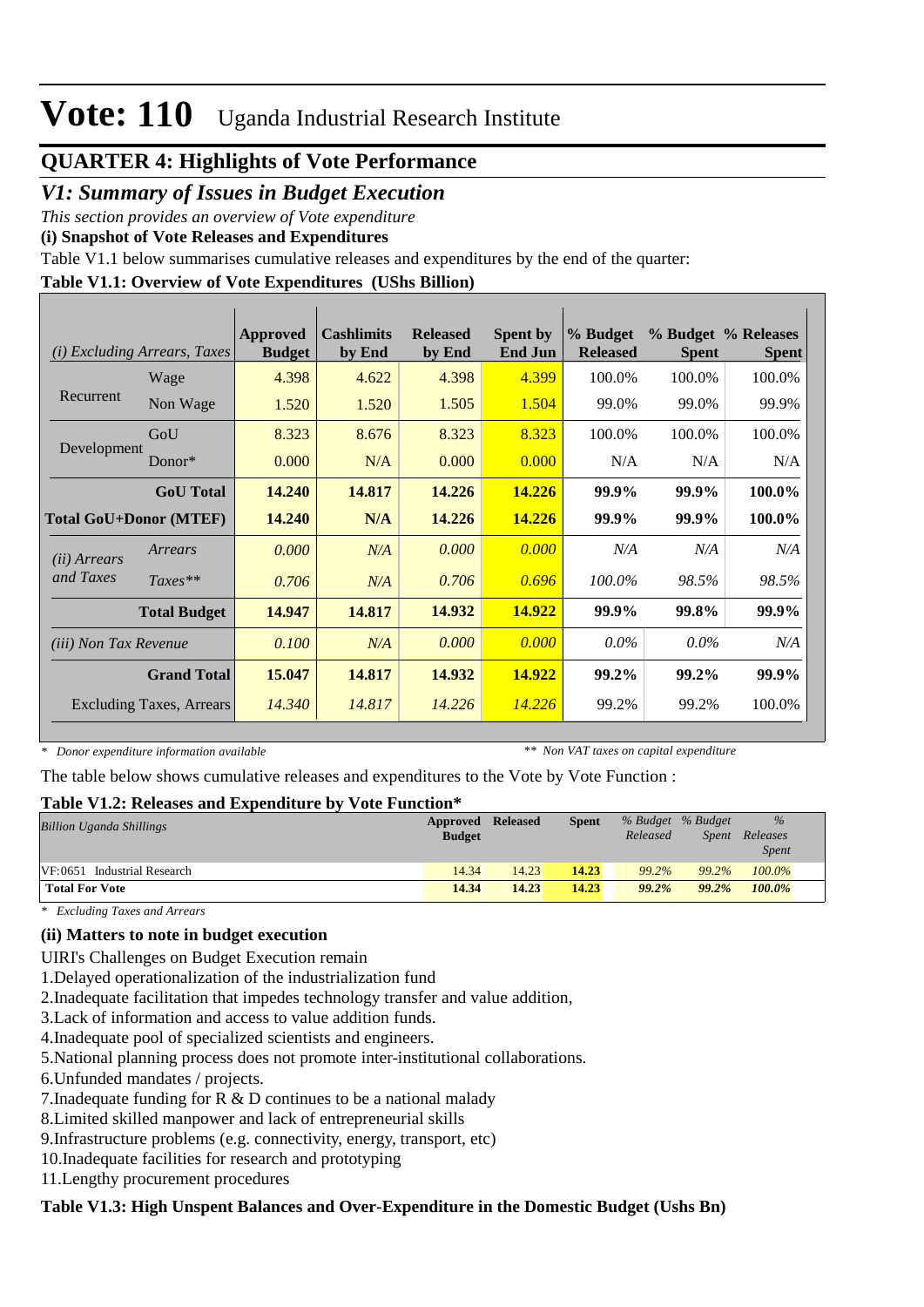# Vote: 110 Uganda Industrial Research Institute

## QUARTER 4: Highlights of Vote Performance

### *V1: Summary of Issues in Budget Execution*

*This section provides an overview of Vote expenditure*

**(i) Snapshot of Vote Releases and Expenditures**

Table V1.1 below summarises cumulative releases and expenditures by the end of the quarter:

**Table V1.1: Overview of Vote Expenditures (UShs Billion)**

| *(i) Excluding Arrears, Taxes* | | Approved Budget | Cashlimits by End | Released by End | Spent by End Jun | % Budget Released | % Budget Spent | % Releases Spent |
|---|---|---|---|---|---|---|---|---|
| Recurrent | Wage | 4.398 | 4.622 | 4.398 | 4.399 | 100.0% | 100.0% | 100.0% |
| | Non Wage | 1.520 | 1.520 | 1.505 | 1.504 | 99.0% | 99.0% | 99.9% |
| Development | GoU | 8.323 | 8.676 | 8.323 | 8.323 | 100.0% | 100.0% | 100.0% |
| | Donor* | 0.000 | N/A | 0.000 | 0.000 | N/A | N/A | N/A |
| | **GoU Total** | **14.240** | **14.817** | **14.226** | **14.226** | **99.9%** | **99.9%** | **100.0%** |
| **Total GoU+Donor (MTEF)** | | **14.240** | **N/A** | **14.226** | **14.226** | **99.9%** | **99.9%** | **100.0%** |
| *(ii) Arrears and Taxes* | *Arrears* | *0.000* | *N/A* | *0.000* | *0.000* | *N/A* | *N/A* | *N/A* |
| | *Taxes*** | *0.706* | *N/A* | *0.706* | *0.696* | *100.0%* | *98.5%* | *98.5%* |
| | **Total Budget** | **14.947** | **14.817** | **14.932** | **14.922** | **99.9%** | **99.8%** | **99.9%** |
| *(iii) Non Tax Revenue* | | *0.100* | *N/A* | *0.000* | *0.000* | *0.0%* | *0.0%* | *N/A* |
| | **Grand Total** | **15.047** | **14.817** | **14.932** | **14.922** | **99.2%** | **99.2%** | **99.9%** |
| | Excluding Taxes, Arrears | *14.340* | *14.817* | *14.226* | *14.226* | 99.2% | 99.2% | 100.0% |

\* *Donor expenditure information available* ** *Non VAT taxes on capital expenditure*

The table below shows cumulative releases and expenditures to the Vote by Vote Function :

**Table V1.2: Releases and Expenditure by Vote Function***

| *Billion Uganda Shillings* | Approved Budget | Released | Spent | *% Budget Released* | *% Budget Spent* | *% Releases Spent* |
|---|---|---|---|---|---|---|
| VF:0651 Industrial Research | 14.34 | 14.23 | **14.23** | *99.2%* | *99.2%* | *100.0%* |
| **Total For Vote** | **14.34** | **14.23** | **14.23** | ***99.2%*** | ***99.2%*** | ***100.0%*** |

\* *Excluding Taxes and Arrears*

**(ii) Matters to note in budget execution**

UIRI's Challenges on Budget Execution remain

1.Delayed operationalization of the industrialization fund
2.Inadequate facilitation that impedes technology transfer and value addition,
3.Lack of information and access to value addition funds.
4.Inadequate pool of specialized scientists and engineers.
5.National planning process does not promote inter-institutional collaborations.
6.Unfunded mandates / projects.
7.Inadequate funding for R & D continues to be a national malady
8.Limited skilled manpower and lack of entrepreneurial skills
9.Infrastructure problems (e.g. connectivity, energy, transport, etc)
10.Inadequate facilities for research and prototyping
11.Lengthy procurement procedures

**Table V1.3: High Unspent Balances and Over-Expenditure in the Domestic Budget (Ushs Bn)**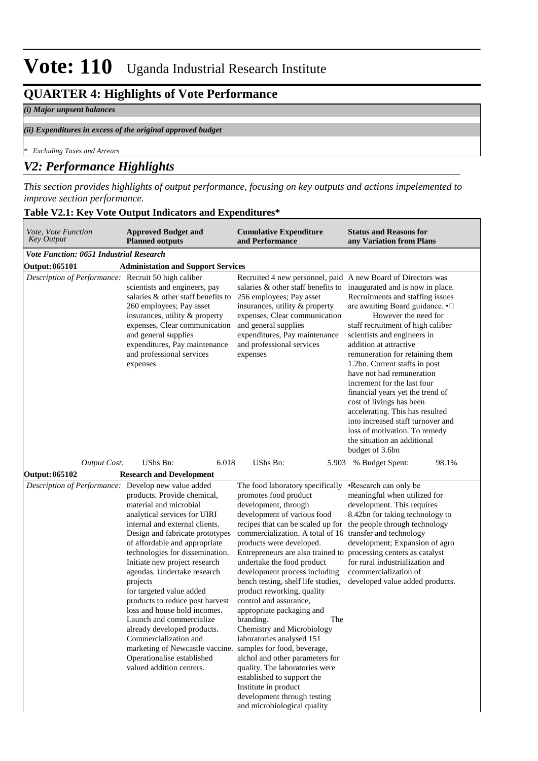# Vote: 110 Uganda Industrial Research Institute

## QUARTER 4: Highlights of Vote Performance

*(i) Major unpsent balances*

*(ii) Expenditures in excess of the original approved budget*

*\* Excluding Taxes and Arrears*

## *V2: Performance Highlights*

*This section provides highlights of output performance, focusing on key outputs and actions impelemented to improve section performance.*

**Table V2.1: Key Vote Output Indicators and Expenditures\***

| *Vote, Vote Function Key Output* | **Approved Budget and Planned outputs** | **Cumulative Expenditure and Performance** | **Status and Reasons for any Variation from Plans** |
|---|---|---|---|
| ***Vote Function: 0651 Industrial Research*** | | | |
| **Output: 065101** | **Administation and Support Services** | | |
| *Description of Performance:* | Recruit 50 high caliber scientists and engineers, pay salaries & other staff benefits to 260 employees; Pay asset insurances, utility & property expenses, Clear communication and general supplies expenditures, Pay maintenance and professional services expenses | Recruited 4 new personnel, paid salaries & other staff benefits to 256 employees; Pay asset insurances, utility & property expenses, Clear communication and general supplies expenditures, Pay maintenance and professional services expenses | A new Board of Directors was inaugurated and is now in place. Recruitments and staffing issues are awaiting Board guidance. •□ However the need for staff recruitment of high caliber scientists and engineers in addition at attractive remuneration for retaining them 1.2bn. Current staffs in post have not had remuneration increment for the last four financial years yet the trend of cost of livings has been accelerating. This has resulted into increased staff turnover and loss of motivation. To remedy the situation an additional budget of 3.6bn |
| *Output Cost:* | UShs Bn: 6.018 | UShs Bn: 5.903 | % Budget Spent: 98.1% |
| **Output: 065102** | **Research and Development** | | |
| *Description of Performance:* | Develop new value added products. Provide chemical, material and microbial analytical services for UIRI internal and external clients. Design and fabricate prototypes of affordable and appropriate technologies for dissemination. Initiate new project research agendas. Undertake research projects for targeted value added products to reduce post harvest loss and house hold incomes. Launch and commercialize already developed products. Commercialization and marketing of Newcastle vaccine. Operationalise established valued addition centers. | The food laboratory specifically promotes food product development, through development of various food recipes that can be scaled up for commercialization. A total of 16 products were developed. Entrepreneurs are also trained to undertake the food product development process including bench testing, shelf life studies, product reworking, quality control and assurance, appropriate packaging and branding. The Chemistry and Microbiology laboratories analysed 151 samples for food, beverage, alchol and other parameters for quality. The laboratories were established to support the Institute in product development through testing and microbiological quality | •Research can only be meaningful when utilized for development. This requires 8.42bn for taking technology to the people through technology transfer and technology development; Expansion of agro processing centers as catalyst for rural industrialization and ccommercialization of developed value added products. |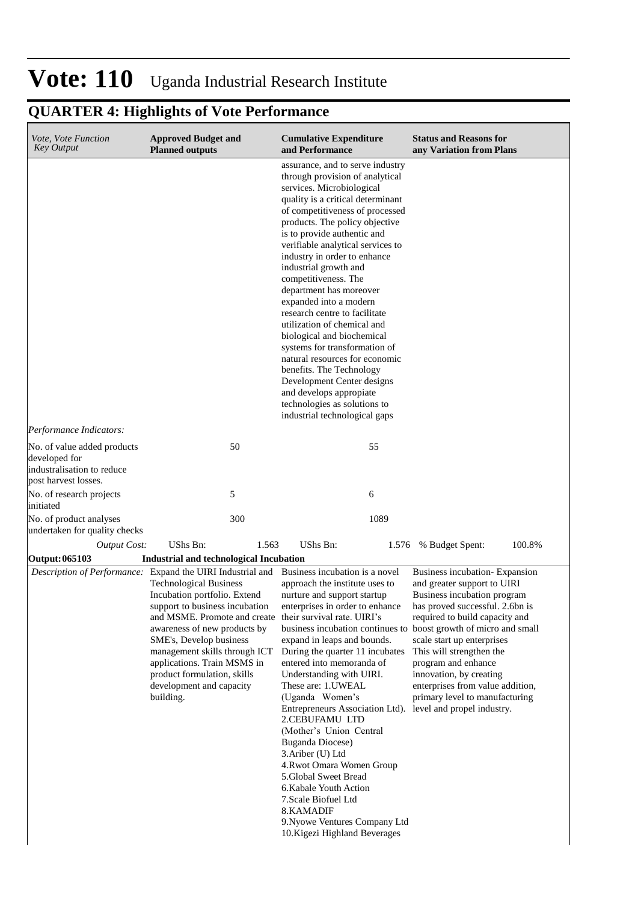# Vote: 110 Uganda Industrial Research Institute

## QUARTER 4: Highlights of Vote Performance

| *Vote, Vote Function Key Output* | **Approved Budget and Planned outputs** | **Cumulative Expenditure and Performance** | **Status and Reasons for any Variation from Plans** |
|---|---|---|---|
| | | assurance, and to serve industry through provision of analytical services. Microbiological quality is a critical determinant of competitiveness of processed products. The policy objective is to provide authentic and verifiable analytical services to industry in order to enhance industrial growth and competitiveness. The department has moreover expanded into a modern research centre to facilitate utilization of chemical and biological and biochemical systems for transformation of natural resources for economic benefits. The Technology Development Center designs and develops appropiate technologies as solutions to industrial technological gaps | |
| *Performance Indicators:* | | | |
| No. of value added products developed for industrialisation to reduce post harvest losses. | 50 | 55 | |
| No. of research projects initiated | 5 | 6 | |
| No. of product analyses undertaken for quality checks | 300 | 1089 | |
| *Output Cost:* | UShs Bn: 1.563 | UShs Bn: 1.576 | % Budget Spent: 100.8% |
| **Output: 065103** | **Industrial and technological Incubation** | | |
| *Description of Performance:* | Expand the UIRI Industrial and Technological Business Incubation portfolio. Extend support to business incubation and MSME. Promote and create awareness of new products by SME's, Develop business management skills through ICT applications. Train MSMS in product formulation, skills development and capacity building. | Business incubation is a novel approach the institute uses to nurture and support startup enterprises in order to enhance their survival rate. UIRI's business incubation continues to expand in leaps and bounds. During the quarter 11 incubates entered into memoranda of Understanding with UIRI. These are: 1.UWEAL (Uganda Women's Entrepreneurs Association Ltd). 2.CEBUFAMU LTD (Mother's Union Central Buganda Diocese) 3.Ariber (U) Ltd 4.Rwot Omara Women Group 5.Global Sweet Bread 6.Kabale Youth Action 7.Scale Biofuel Ltd 8.KAMADIF 9.Nyowe Ventures Company Ltd 10.Kigezi Highland Beverages | Business incubation- Expansion and greater support to UIRI Business incubation program has proved successful. 2.6bn is required to build capacity and boost growth of micro and small scale start up enterprises This will strengthen the program and enhance innovation, by creating enterprises from value addition, primary level to manufacturing level and propel industry. |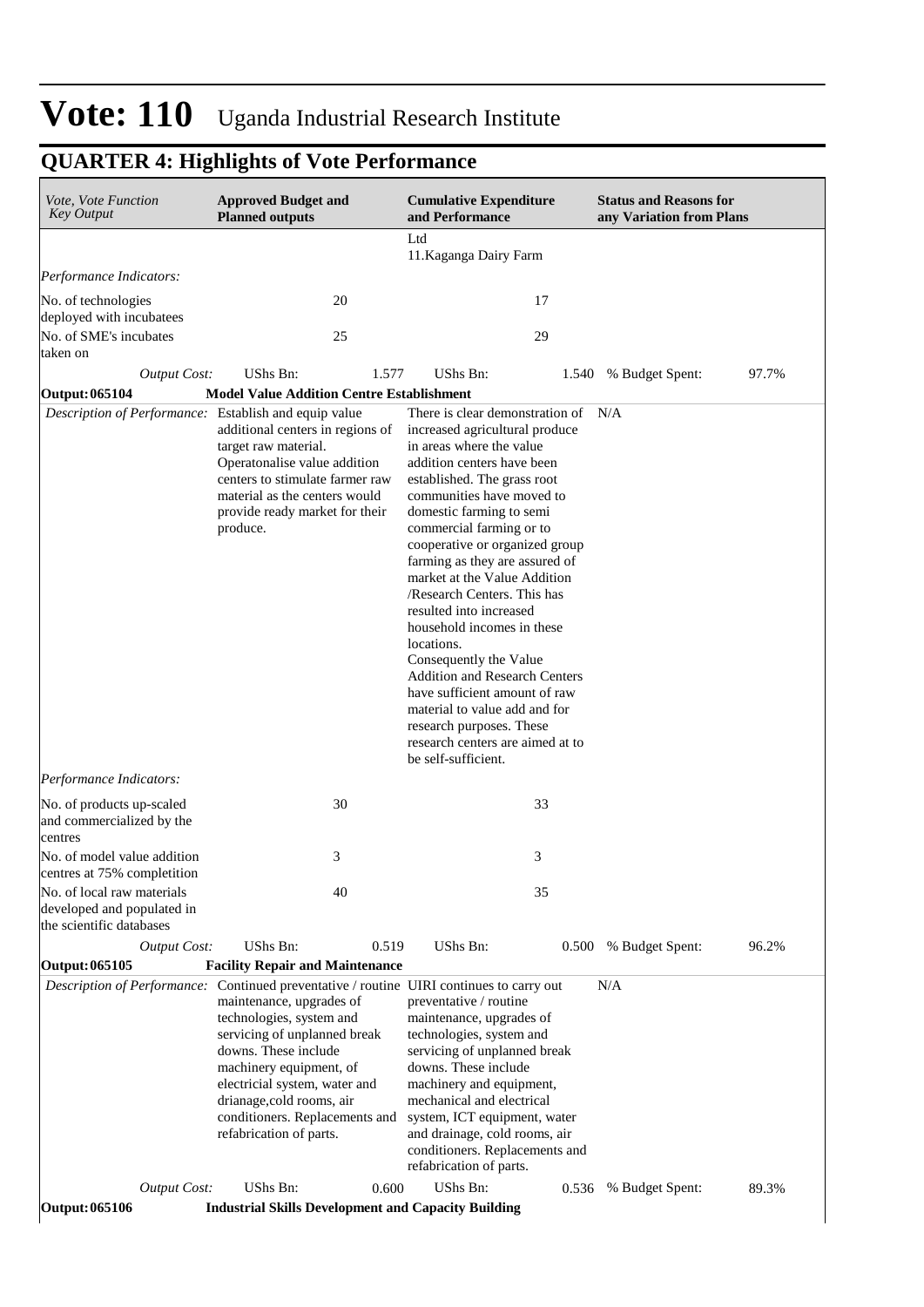# Vote: 110 Uganda Industrial Research Institute

## QUARTER 4: Highlights of Vote Performance

| *Vote, Vote Function Key Output* | **Approved Budget and Planned outputs** | | **Cumulative Expenditure and Performance** | | **Status and Reasons for any Variation from Plans** | |
|---|---|---|---|---|---|---|
| | | | Ltd<br>11.Kaganga Dairy Farm | | | |
| *Performance Indicators:* | | | | | | |
| No. of technologies deployed with incubatees | 20 | | 17 | | | |
| No. of SME's incubates taken on | 25 | | 29 | | | |
| *Output Cost:* | UShs Bn: | 1.577 | UShs Bn: | 1.540 | % Budget Spent: | 97.7% |
| **Output: 065104** | **Model Value Addition Centre Establishment** | | | | | |
| *Description of Performance:* | Establish and equip value additional centers in regions of target raw material. Operatonalise value addition centers to stimulate farmer raw material as the centers would provide ready market for their produce. | | There is clear demonstration of increased agricultural produce in areas where the value addition centers have been established. The grass root communities have moved to domestic farming to semi commercial farming or to cooperative or organized group farming as they are assured of market at the Value Addition /Research Centers. This has resulted into increased household incomes in these locations.<br>Consequently the Value Addition and Research Centers have sufficient amount of raw material to value add and for research purposes. These research centers are aimed at to be self-sufficient. | | N/A | |
| *Performance Indicators:* | | | | | | |
| No. of products up-scaled and commercialized by the centres | 30 | | 33 | | | |
| No. of model value addition centres at 75% completition | 3 | | 3 | | | |
| No. of local raw materials developed and populated in the scientific databases | 40 | | 35 | | | |
| *Output Cost:* | UShs Bn: | 0.519 | UShs Bn: | 0.500 | % Budget Spent: | 96.2% |
| **Output: 065105** | **Facility Repair and Maintenance** | | | | | |
| *Description of Performance:* | Continued preventative / routine maintenance, upgrades of technologies, system and servicing of unplanned break downs. These include machinery equipment, of electricial system, water and drianage,cold rooms, air conditioners. Replacements and refabrication of parts. | | UIRI continues to carry out preventative / routine maintenance, upgrades of technologies, system and servicing of unplanned break downs. These include machinery and equipment, mechanical and electrical system, ICT equipment, water and drainage, cold rooms, air conditioners. Replacements and refabrication of parts. | | N/A | |
| *Output Cost:* | UShs Bn: | 0.600 | UShs Bn: | 0.536 | % Budget Spent: | 89.3% |
| **Output: 065106** | **Industrial Skills Development and Capacity Building** | | | | | |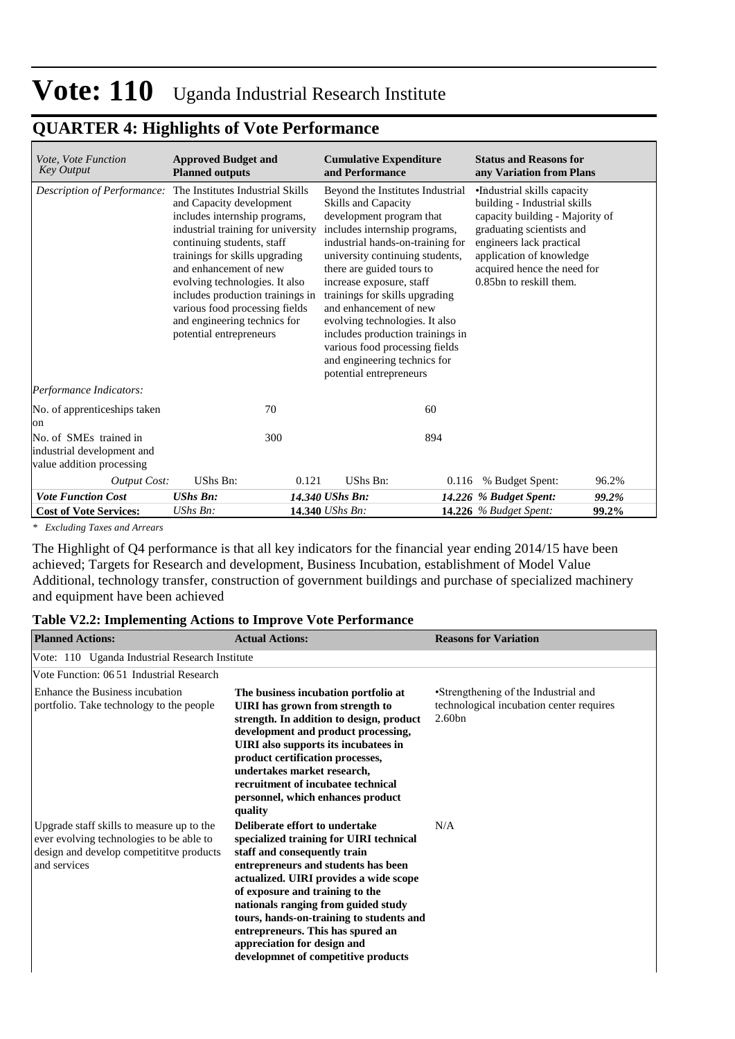# Vote: 110 Uganda Industrial Research Institute

## QUARTER 4: Highlights of Vote Performance

| *Vote, Vote Function Key Output* | **Approved Budget and Planned outputs** | | **Cumulative Expenditure and Performance** | | **Status and Reasons for any Variation from Plans** | |
|---|---|---|---|---|---|---|
| *Description of Performance:* | The Institutes Industrial Skills and Capacity development includes internship programs, industrial training for university continuing students, staff trainings for skills upgrading and enhancement of new evolving technologies. It also includes production trainings in various food processing fields and engineering technics for potential entrepreneurs | | Beyond the Institutes Industrial Skills and Capacity development program that includes internship programs, industrial hands-on-training for university continuing students, there are guided tours to increase exposure, staff trainings for skills upgrading and enhancement of new evolving technologies. It also includes production trainings in various food processing fields and engineering technics for potential entrepreneurs | | •Industrial skills capacity building - Industrial skills capacity building - Majority of graduating scientists and engineers lack practical application of knowledge acquired hence the need for 0.85bn to reskill them. | |
| *Performance Indicators:* | | | | | | |
| No. of apprenticeships taken on | | 70 | | 60 | | |
| No. of SMEs trained in industrial development and value addition processing | | 300 | | 894 | | |
| *Output Cost:* | UShs Bn: | 0.121 | UShs Bn: | 0.116 | % Budget Spent: | 96.2% |
| ***Vote Function Cost*** | ***UShs Bn:*** | ***14.340*** | ***UShs Bn:*** | ***14.226*** | ***% Budget Spent:*** | ***99.2%*** |
| **Cost of Vote Services:** | *UShs Bn:* | **14.340** | *UShs Bn:* | **14.226** | *% Budget Spent:* | **99.2%** |

*\* Excluding Taxes and Arrears*

The Highlight of Q4 performance is that all key indicators for the financial year ending 2014/15 have been achieved; Targets for Research and development, Business Incubation, establishment of Model Value Additional, technology transfer, construction of government buildings and purchase of specialized machinery and equipment have been achieved

**Table V2.2: Implementing Actions to Improve Vote Performance**

| **Planned Actions:** | **Actual Actions:** | **Reasons for Variation** |
|---|---|---|
| Vote: 110 Uganda Industrial Research Institute | | |
| Vote Function: 06 51 Industrial Research | | |
| Enhance the Business incubation portfolio. Take technology to the people | **The business incubation portfolio at UIRI has grown from strength to strength. In addition to design, product development and product processing, UIRI also supports its incubatees in product certification processes, undertakes market research, recruitment of incubatee technical personnel, which enhances product quality** | •Strengthening of the Industrial and technological incubation center requires 2.60bn |
| Upgrade staff skills to measure up to the ever evolving technologies to be able to design and develop competititve products and services | **Deliberate effort to undertake specialized training for UIRI technical staff and consequently train entrepreneurs and students has been actualized. UIRI provides a wide scope of exposure and training to the nationals ranging from guided study tours, hands-on-training to students and entrepreneurs. This has spured an appreciation for design and developmnet of competitive products** | N/A |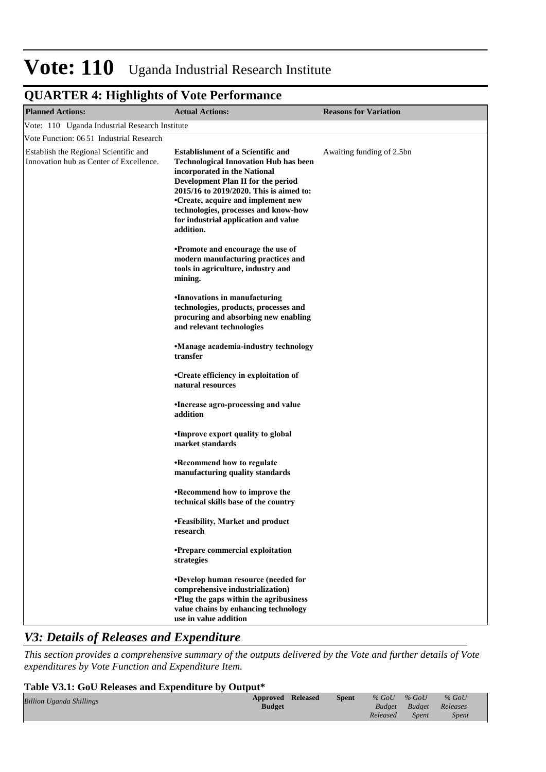# Vote: 110 Uganda Industrial Research Institute

## QUARTER 4: Highlights of Vote Performance

| Planned Actions: | Actual Actions: | Reasons for Variation |
|---|---|---|
| Vote: 110 Uganda Industrial Research Institute | | |
| Vote Function: 06 51 Industrial Research | | |
| Establish the Regional Scientific and Innovation hub as Center of Excellence. | **Establishment of a Scientific and Technological Innovation Hub has been incorporated in the National Development Plan II for the period 2015/16 to 2019/2020. This is aimed to:** <br> **•Create, acquire and implement new technologies, processes and know-how for industrial application and value addition.** <br><br> **•Promote and encourage the use of modern manufacturing practices and tools in agriculture, industry and mining.** <br><br> **•Innovations in manufacturing technologies, products, processes and procuring and absorbing new enabling and relevant technologies** <br><br> **•Manage academia-industry technology transfer** <br><br> **•Create efficiency in exploitation of natural resources** <br><br> **•Increase agro-processing and value addition** <br><br> **•Improve export quality to global market standards** <br><br> **•Recommend how to regulate manufacturing quality standards** <br><br> **•Recommend how to improve the technical skills base of the country** <br><br> **•Feasibility, Market and product research** <br><br> **•Prepare commercial exploitation strategies** <br><br> **•Develop human resource (needed for comprehensive industrialization)** <br> **•Plug the gaps within the agribusiness value chains by enhancing technology use in value addition** | Awaiting funding of 2.5bn |

## *V3: Details of Releases and Expenditure*

*This section provides a comprehensive summary of the outputs delivered by the Vote and further details of Vote expenditures by Vote Function and Expenditure Item.*

### Table V3.1: GoU Releases and Expenditure by Output*

| *Billion Uganda Shillings* | Approved Budget | Released | Spent | *% GoU Budget Released* | *% GoU Budget Spent* | *% GoU Releases Spent* |
|---|---|---|---|---|---|---|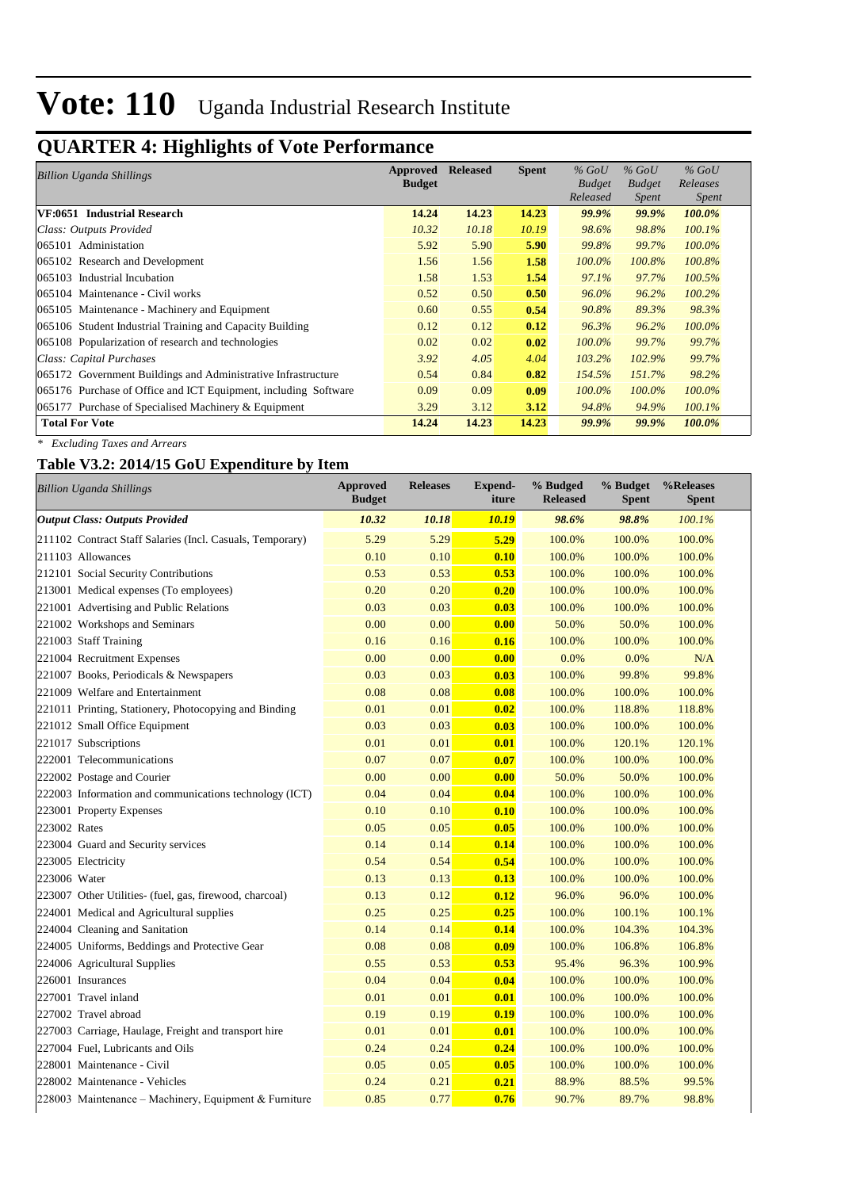# Vote: 110 Uganda Industrial Research Institute

## QUARTER 4: Highlights of Vote Performance

| *Billion Uganda Shillings* | Approved Budget | Released | Spent | *% GoU Budget Released* | *% GoU Budget Spent* | *% GoU Releases Spent* |
|---|---|---|---|---|---|---|
| **VF:0651 Industrial Research** | **14.24** | **14.23** | **14.23** | ***99.9%*** | ***99.9%*** | ***100.0%*** |
| *Class: Outputs Provided* | *10.32* | *10.18* | *10.19* | *98.6%* | *98.8%* | *100.1%* |
| 065101 Administation | 5.92 | 5.90 | **5.90** | *99.8%* | *99.7%* | *100.0%* |
| 065102 Research and Development | 1.56 | 1.56 | **1.58** | *100.0%* | *100.8%* | *100.8%* |
| 065103 Industrial Incubation | 1.58 | 1.53 | **1.54** | *97.1%* | *97.7%* | *100.5%* |
| 065104 Maintenance - Civil works | 0.52 | 0.50 | **0.50** | *96.0%* | *96.2%* | *100.2%* |
| 065105 Maintenance - Machinery and Equipment | 0.60 | 0.55 | **0.54** | *90.8%* | *89.3%* | *98.3%* |
| 065106 Student Industrial Training and Capacity Building | 0.12 | 0.12 | **0.12** | *96.3%* | *96.2%* | *100.0%* |
| 065108 Popularization of research and technologies | 0.02 | 0.02 | **0.02** | *100.0%* | *99.7%* | *99.7%* |
| *Class: Capital Purchases* | *3.92* | *4.05* | *4.04* | *103.2%* | *102.9%* | *99.7%* |
| 065172 Government Buildings and Administrative Infrastructure | 0.54 | 0.84 | **0.82** | *154.5%* | *151.7%* | *98.2%* |
| 065176 Purchase of Office and ICT Equipment, including Software | 0.09 | 0.09 | **0.09** | *100.0%* | *100.0%* | *100.0%* |
| 065177 Purchase of Specialised Machinery & Equipment | 3.29 | 3.12 | **3.12** | *94.8%* | *94.9%* | *100.1%* |
| **Total For Vote** | **14.24** | **14.23** | **14.23** | ***99.9%*** | ***99.9%*** | ***100.0%*** |

*\* Excluding Taxes and Arrears*

### Table V3.2: 2014/15 GoU Expenditure by Item

| *Billion Uganda Shillings* | Approved Budget | Releases | Expend-iture | % Budgeted Released | % Budget Spent | %Releases Spent |
|---|---|---|---|---|---|---|
| ***Output Class: Outputs Provided*** | ***10.32*** | ***10.18*** | ***10.19*** | ***98.6%*** | ***98.8%*** | *100.1%* |
| 211102 Contract Staff Salaries (Incl. Casuals, Temporary) | 5.29 | 5.29 | **5.29** | 100.0% | 100.0% | 100.0% |
| 211103 Allowances | 0.10 | 0.10 | **0.10** | 100.0% | 100.0% | 100.0% |
| 212101 Social Security Contributions | 0.53 | 0.53 | **0.53** | 100.0% | 100.0% | 100.0% |
| 213001 Medical expenses (To employees) | 0.20 | 0.20 | **0.20** | 100.0% | 100.0% | 100.0% |
| 221001 Advertising and Public Relations | 0.03 | 0.03 | **0.03** | 100.0% | 100.0% | 100.0% |
| 221002 Workshops and Seminars | 0.00 | 0.00 | **0.00** | 50.0% | 50.0% | 100.0% |
| 221003 Staff Training | 0.16 | 0.16 | **0.16** | 100.0% | 100.0% | 100.0% |
| 221004 Recruitment Expenses | 0.00 | 0.00 | **0.00** | 0.0% | 0.0% | N/A |
| 221007 Books, Periodicals & Newspapers | 0.03 | 0.03 | **0.03** | 100.0% | 99.8% | 99.8% |
| 221009 Welfare and Entertainment | 0.08 | 0.08 | **0.08** | 100.0% | 100.0% | 100.0% |
| 221011 Printing, Stationery, Photocopying and Binding | 0.01 | 0.01 | **0.02** | 100.0% | 118.8% | 118.8% |
| 221012 Small Office Equipment | 0.03 | 0.03 | **0.03** | 100.0% | 100.0% | 100.0% |
| 221017 Subscriptions | 0.01 | 0.01 | **0.01** | 100.0% | 120.1% | 120.1% |
| 222001 Telecommunications | 0.07 | 0.07 | **0.07** | 100.0% | 100.0% | 100.0% |
| 222002 Postage and Courier | 0.00 | 0.00 | **0.00** | 50.0% | 50.0% | 100.0% |
| 222003 Information and communications technology (ICT) | 0.04 | 0.04 | **0.04** | 100.0% | 100.0% | 100.0% |
| 223001 Property Expenses | 0.10 | 0.10 | **0.10** | 100.0% | 100.0% | 100.0% |
| 223002 Rates | 0.05 | 0.05 | **0.05** | 100.0% | 100.0% | 100.0% |
| 223004 Guard and Security services | 0.14 | 0.14 | **0.14** | 100.0% | 100.0% | 100.0% |
| 223005 Electricity | 0.54 | 0.54 | **0.54** | 100.0% | 100.0% | 100.0% |
| 223006 Water | 0.13 | 0.13 | **0.13** | 100.0% | 100.0% | 100.0% |
| 223007 Other Utilities- (fuel, gas, firewood, charcoal) | 0.13 | 0.12 | **0.12** | 96.0% | 96.0% | 100.0% |
| 224001 Medical and Agricultural supplies | 0.25 | 0.25 | **0.25** | 100.0% | 100.1% | 100.1% |
| 224004 Cleaning and Sanitation | 0.14 | 0.14 | **0.14** | 100.0% | 104.3% | 104.3% |
| 224005 Uniforms, Beddings and Protective Gear | 0.08 | 0.08 | **0.09** | 100.0% | 106.8% | 106.8% |
| 224006 Agricultural Supplies | 0.55 | 0.53 | **0.53** | 95.4% | 96.3% | 100.9% |
| 226001 Insurances | 0.04 | 0.04 | **0.04** | 100.0% | 100.0% | 100.0% |
| 227001 Travel inland | 0.01 | 0.01 | **0.01** | 100.0% | 100.0% | 100.0% |
| 227002 Travel abroad | 0.19 | 0.19 | **0.19** | 100.0% | 100.0% | 100.0% |
| 227003 Carriage, Haulage, Freight and transport hire | 0.01 | 0.01 | **0.01** | 100.0% | 100.0% | 100.0% |
| 227004 Fuel, Lubricants and Oils | 0.24 | 0.24 | **0.24** | 100.0% | 100.0% | 100.0% |
| 228001 Maintenance - Civil | 0.05 | 0.05 | **0.05** | 100.0% | 100.0% | 100.0% |
| 228002 Maintenance - Vehicles | 0.24 | 0.21 | **0.21** | 88.9% | 88.5% | 99.5% |
| 228003 Maintenance – Machinery, Equipment & Furniture | 0.85 | 0.77 | **0.76** | 90.7% | 89.7% | 98.8% |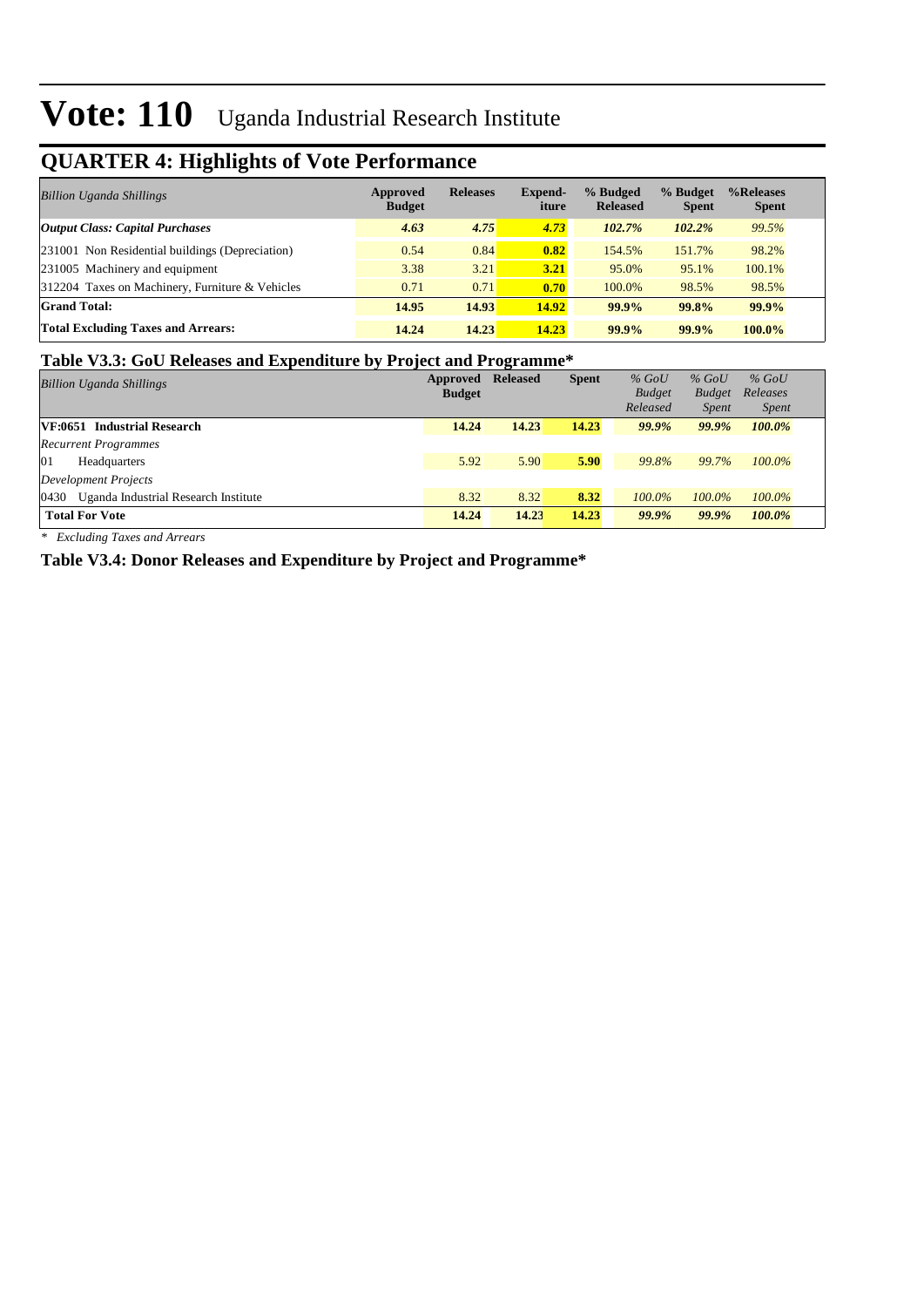# Vote: 110 Uganda Industrial Research Institute

## QUARTER 4: Highlights of Vote Performance

| *Billion Uganda Shillings* | Approved Budget | Releases | Expend-iture | % Budged Released | % Budget Spent | %Releases Spent |
|---|---|---|---|---|---|---|
| ***Output Class: Capital Purchases*** | ***4.63*** | ***4.75*** | ***4.73*** | ***102.7%*** | ***102.2%*** | *99.5%* |
| 231001 Non Residential buildings (Depreciation) | 0.54 | 0.84 | **0.82** | 154.5% | 151.7% | 98.2% |
| 231005 Machinery and equipment | 3.38 | 3.21 | **3.21** | 95.0% | 95.1% | 100.1% |
| 312204 Taxes on Machinery, Furniture & Vehicles | 0.71 | 0.71 | **0.70** | 100.0% | 98.5% | 98.5% |
| **Grand Total:** | **14.95** | **14.93** | **14.92** | **99.9%** | **99.8%** | **99.9%** |
| **Total Excluding Taxes and Arrears:** | **14.24** | **14.23** | **14.23** | **99.9%** | **99.9%** | **100.0%** |

### Table V3.3: GoU Releases and Expenditure by Project and Programme*

| *Billion Uganda Shillings* | Approved Budget | Released | Spent | *% GoU Budget Released* | *% GoU Budget Spent* | *% GoU Releases Spent* |
|---|---|---|---|---|---|---|
| **VF:0651 Industrial Research** | **14.24** | **14.23** | **14.23** | ***99.9%*** | ***99.9%*** | ***100.0%*** |
| *Recurrent Programmes* | | | | | | |
| 01 Headquarters | 5.92 | 5.90 | **5.90** | *99.8%* | *99.7%* | *100.0%* |
| *Development Projects* | | | | | | |
| 0430 Uganda Industrial Research Institute | 8.32 | 8.32 | **8.32** | *100.0%* | *100.0%* | *100.0%* |
| **Total For Vote** | **14.24** | **14.23** | **14.23** | ***99.9%*** | ***99.9%*** | ***100.0%*** |

*\* Excluding Taxes and Arrears*

### Table V3.4: Donor Releases and Expenditure by Project and Programme*